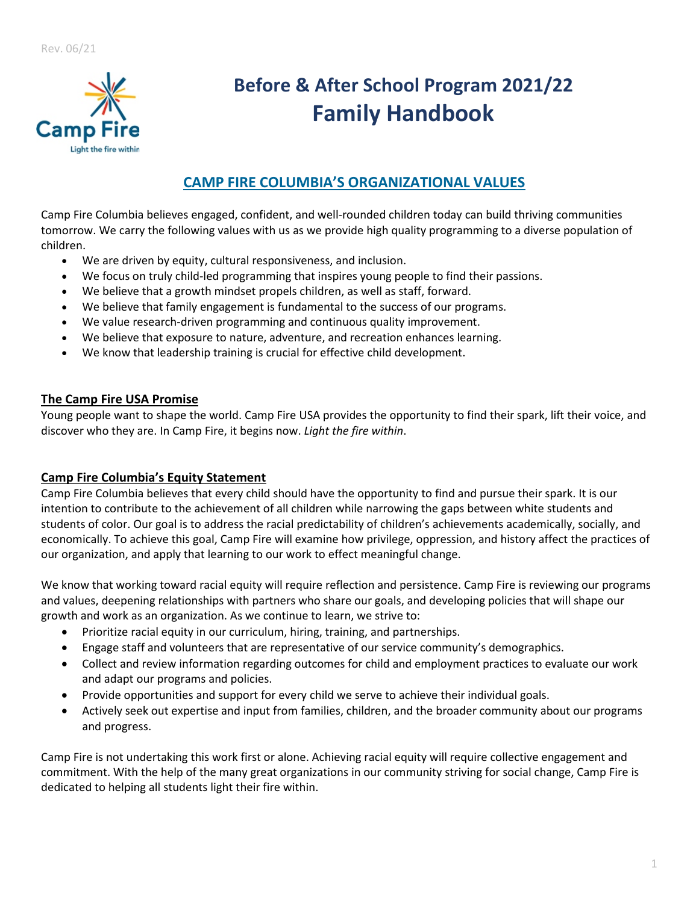Rev. 06/21

# Before & After School Program 2021/22
# Family Handbook

## CAMP FIRE COLUMBIA'S ORGANIZATIONAL VALUES

Camp Fire Columbia believes engaged, confident, and well-rounded children today can build thriving communities tomorrow. We carry the following values with us as we provide high quality programming to a diverse population of children.

- We are driven by equity, cultural responsiveness, and inclusion.
- We focus on truly child-led programming that inspires young people to find their passions.
- We believe that a growth mindset propels children, as well as staff, forward.
- We believe that family engagement is fundamental to the success of our programs.
- We value research-driven programming and continuous quality improvement.
- We believe that exposure to nature, adventure, and recreation enhances learning.
- We know that leadership training is crucial for effective child development.

### The Camp Fire USA Promise

Young people want to shape the world. Camp Fire USA provides the opportunity to find their spark, lift their voice, and discover who they are. In Camp Fire, it begins now. *Light the fire within*.

### Camp Fire Columbia's Equity Statement

Camp Fire Columbia believes that every child should have the opportunity to find and pursue their spark. It is our intention to contribute to the achievement of all children while narrowing the gaps between white students and students of color. Our goal is to address the racial predictability of children's achievements academically, socially, and economically. To achieve this goal, Camp Fire will examine how privilege, oppression, and history affect the practices of our organization, and apply that learning to our work to effect meaningful change.

We know that working toward racial equity will require reflection and persistence. Camp Fire is reviewing our programs and values, deepening relationships with partners who share our goals, and developing policies that will shape our growth and work as an organization. As we continue to learn, we strive to:

- Prioritize racial equity in our curriculum, hiring, training, and partnerships.
- Engage staff and volunteers that are representative of our service community's demographics.
- Collect and review information regarding outcomes for child and employment practices to evaluate our work and adapt our programs and policies.
- Provide opportunities and support for every child we serve to achieve their individual goals.
- Actively seek out expertise and input from families, children, and the broader community about our programs and progress.

Camp Fire is not undertaking this work first or alone. Achieving racial equity will require collective engagement and commitment. With the help of the many great organizations in our community striving for social change, Camp Fire is dedicated to helping all students light their fire within.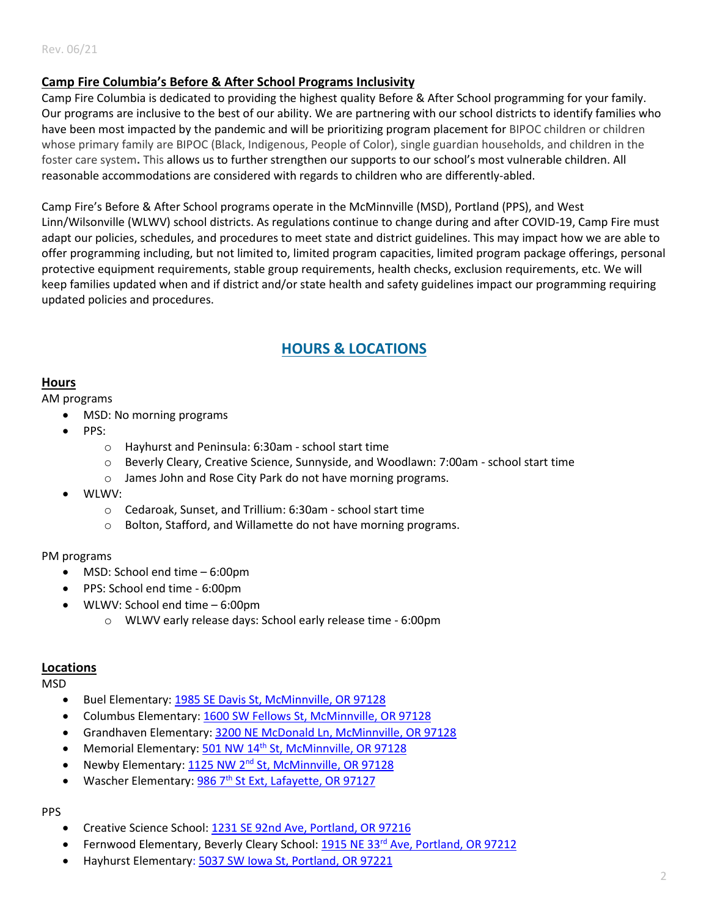Rev. 06/21

**Camp Fire Columbia's Before & After School Programs Inclusivity**

Camp Fire Columbia is dedicated to providing the highest quality Before & After School programming for your family. Our programs are inclusive to the best of our ability. We are partnering with our school districts to identify families who have been most impacted by the pandemic and will be prioritizing program placement for BIPOC children or children whose primary family are BIPOC (Black, Indigenous, People of Color), single guardian households, and children in the foster care system. This allows us to further strengthen our supports to our school's most vulnerable children. All reasonable accommodations are considered with regards to children who are differently-abled.

Camp Fire's Before & After School programs operate in the McMinnville (MSD), Portland (PPS), and West Linn/Wilsonville (WLWV) school districts. As regulations continue to change during and after COVID-19, Camp Fire must adapt our policies, schedules, and procedures to meet state and district guidelines. This may impact how we are able to offer programming including, but not limited to, limited program capacities, limited program package offerings, personal protective equipment requirements, stable group requirements, health checks, exclusion requirements, etc. We will keep families updated when and if district and/or state health and safety guidelines impact our programming requiring updated policies and procedures.

## HOURS & LOCATIONS

### Hours

AM programs

- MSD: No morning programs
- PPS:
  - Hayhurst and Peninsula: 6:30am - school start time
  - Beverly Cleary, Creative Science, Sunnyside, and Woodlawn: 7:00am - school start time
  - James John and Rose City Park do not have morning programs.
- WLWV:
  - Cedaroak, Sunset, and Trillium: 6:30am - school start time
  - Bolton, Stafford, and Willamette do not have morning programs.

PM programs

- MSD: School end time – 6:00pm
- PPS: School end time - 6:00pm
- WLWV: School end time – 6:00pm
  - WLWV early release days: School early release time - 6:00pm

### Locations

MSD

- Buel Elementary: 1985 SE Davis St, McMinnville, OR 97128
- Columbus Elementary: 1600 SW Fellows St, McMinnville, OR 97128
- Grandhaven Elementary: 3200 NE McDonald Ln, McMinnville, OR 97128
- Memorial Elementary: 501 NW 14th St, McMinnville, OR 97128
- Newby Elementary: 1125 NW 2nd St, McMinnville, OR 97128
- Wascher Elementary: 986 7th St Ext, Lafayette, OR 97127

PPS

- Creative Science School: 1231 SE 92nd Ave, Portland, OR 97216
- Fernwood Elementary, Beverly Cleary School: 1915 NE 33rd Ave, Portland, OR 97212
- Hayhurst Elementary: 5037 SW Iowa St, Portland, OR 97221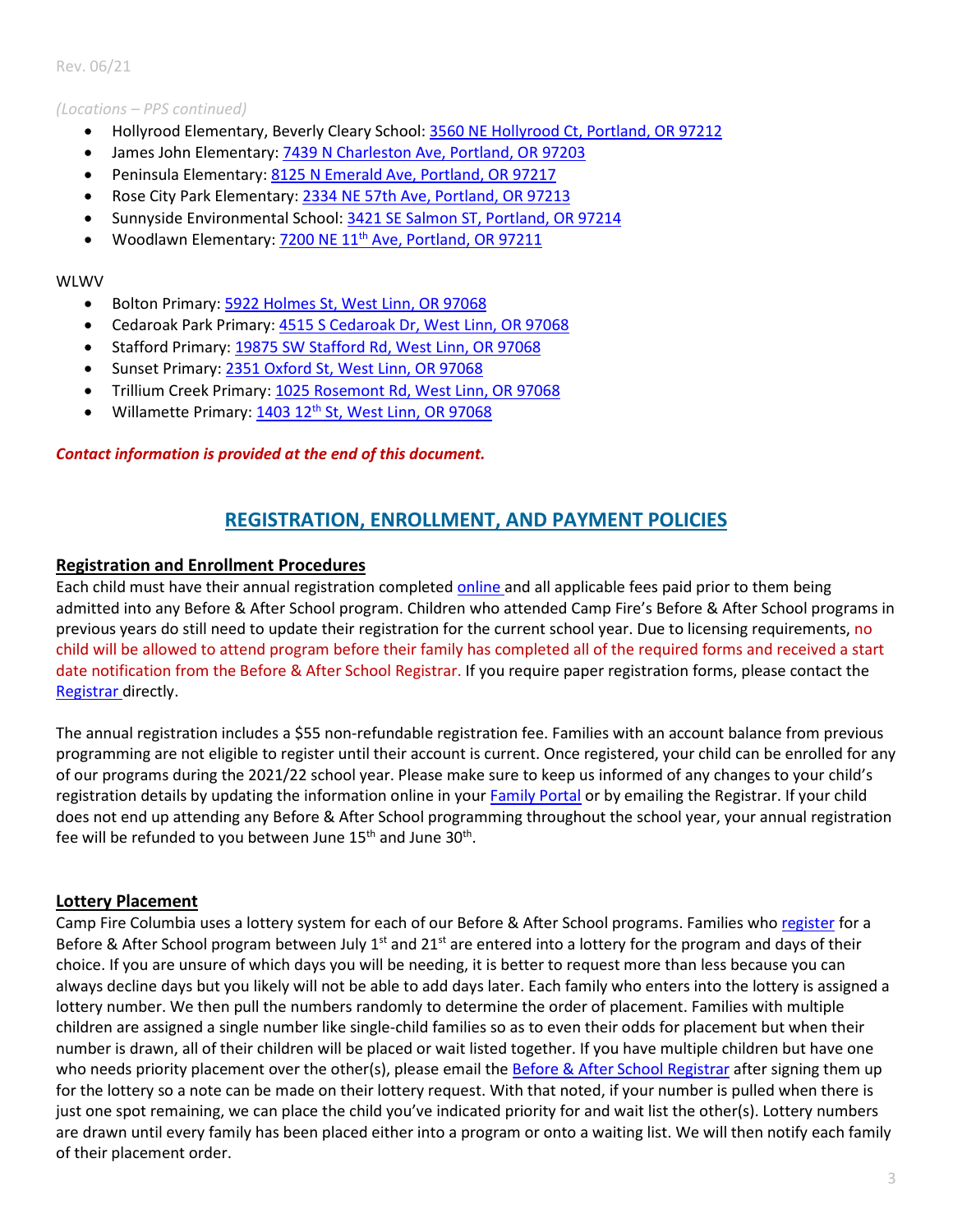*(Locations – PPS continued)*

- Hollyrood Elementary, Beverly Cleary School: [3560 NE Hollyrood Ct, Portland, OR 97212]
- James John Elementary: [7439 N Charleston Ave, Portland, OR 97203]
- Peninsula Elementary: [8125 N Emerald Ave, Portland, OR 97217]
- Rose City Park Elementary: [2334 NE 57th Ave, Portland, OR 97213]
- Sunnyside Environmental School: [3421 SE Salmon ST, Portland, OR 97214]
- Woodlawn Elementary: [7200 NE 11th Ave, Portland, OR 97211]

WLWV

- Bolton Primary: [5922 Holmes St, West Linn, OR 97068]
- Cedaroak Park Primary: [4515 S Cedaroak Dr, West Linn, OR 97068]
- Stafford Primary: [19875 SW Stafford Rd, West Linn, OR 97068]
- Sunset Primary: [2351 Oxford St, West Linn, OR 97068]
- Trillium Creek Primary: [1025 Rosemont Rd, West Linn, OR 97068]
- Willamette Primary: [1403 12th St, West Linn, OR 97068]

***Contact information is provided at the end of this document.***

## REGISTRATION, ENROLLMENT, AND PAYMENT POLICIES

### Registration and Enrollment Procedures

Each child must have their annual registration completed online and all applicable fees paid prior to them being admitted into any Before & After School program. Children who attended Camp Fire's Before & After School programs in previous years do still need to update their registration for the current school year. Due to licensing requirements, no child will be allowed to attend program before their family has completed all of the required forms and received a start date notification from the Before & After School Registrar. If you require paper registration forms, please contact the Registrar directly.

The annual registration includes a $55 non-refundable registration fee. Families with an account balance from previous programming are not eligible to register until their account is current. Once registered, your child can be enrolled for any of our programs during the 2021/22 school year. Please make sure to keep us informed of any changes to your child's registration details by updating the information online in your Family Portal or by emailing the Registrar. If your child does not end up attending any Before & After School programming throughout the school year, your annual registration fee will be refunded to you between June 15th and June 30th.

### Lottery Placement

Camp Fire Columbia uses a lottery system for each of our Before & After School programs. Families who register for a Before & After School program between July 1st and 21st are entered into a lottery for the program and days of their choice. If you are unsure of which days you will be needing, it is better to request more than less because you can always decline days but you likely will not be able to add days later. Each family who enters into the lottery is assigned a lottery number. We then pull the numbers randomly to determine the order of placement. Families with multiple children are assigned a single number like single-child families so as to even their odds for placement but when their number is drawn, all of their children will be placed or wait listed together. If you have multiple children but have one who needs priority placement over the other(s), please email the Before & After School Registrar after signing them up for the lottery so a note can be made on their lottery request. With that noted, if your number is pulled when there is just one spot remaining, we can place the child you've indicated priority for and wait list the other(s). Lottery numbers are drawn until every family has been placed either into a program or onto a waiting list. We will then notify each family of their placement order.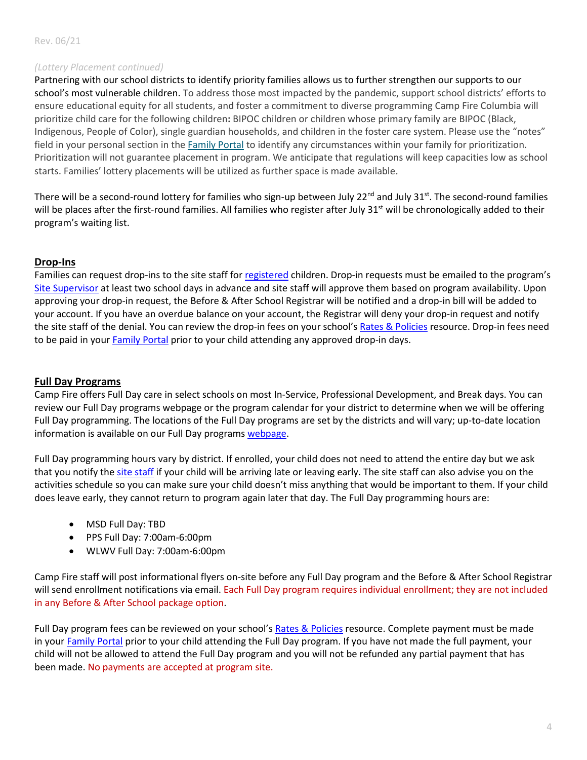*(Lottery Placement continued)*

Partnering with our school districts to identify priority families allows us to further strengthen our supports to our school's most vulnerable children. To address those most impacted by the pandemic, support school districts' efforts to ensure educational equity for all students, and foster a commitment to diverse programming Camp Fire Columbia will prioritize child care for the following children**:** BIPOC children or children whose primary family are BIPOC (Black, Indigenous, People of Color), single guardian households, and children in the foster care system. Please use the "notes" field in your personal section in the Family Portal to identify any circumstances within your family for prioritization. Prioritization will not guarantee placement in program. We anticipate that regulations will keep capacities low as school starts. Families' lottery placements will be utilized as further space is made available.

There will be a second-round lottery for families who sign-up between July 22nd and July 31st. The second-round families will be places after the first-round families. All families who register after July 31st will be chronologically added to their program's waiting list.

## Drop-Ins

Families can request drop-ins to the site staff for registered children. Drop-in requests must be emailed to the program's Site Supervisor at least two school days in advance and site staff will approve them based on program availability. Upon approving your drop-in request, the Before & After School Registrar will be notified and a drop-in bill will be added to your account. If you have an overdue balance on your account, the Registrar will deny your drop-in request and notify the site staff of the denial. You can review the drop-in fees on your school's Rates & Policies resource. Drop-in fees need to be paid in your Family Portal prior to your child attending any approved drop-in days.

## Full Day Programs

Camp Fire offers Full Day care in select schools on most In-Service, Professional Development, and Break days. You can review our Full Day programs webpage or the program calendar for your district to determine when we will be offering Full Day programming. The locations of the Full Day programs are set by the districts and will vary; up-to-date location information is available on our Full Day programs webpage.

Full Day programming hours vary by district. If enrolled, your child does not need to attend the entire day but we ask that you notify the site staff if your child will be arriving late or leaving early. The site staff can also advise you on the activities schedule so you can make sure your child doesn't miss anything that would be important to them. If your child does leave early, they cannot return to program again later that day. The Full Day programming hours are:

- MSD Full Day: TBD
- PPS Full Day: 7:00am-6:00pm
- WLWV Full Day: 7:00am-6:00pm

Camp Fire staff will post informational flyers on-site before any Full Day program and the Before & After School Registrar will send enrollment notifications via email. Each Full Day program requires individual enrollment; they are not included in any Before & After School package option.

Full Day program fees can be reviewed on your school's Rates & Policies resource. Complete payment must be made in your Family Portal prior to your child attending the Full Day program. If you have not made the full payment, your child will not be allowed to attend the Full Day program and you will not be refunded any partial payment that has been made. No payments are accepted at program site.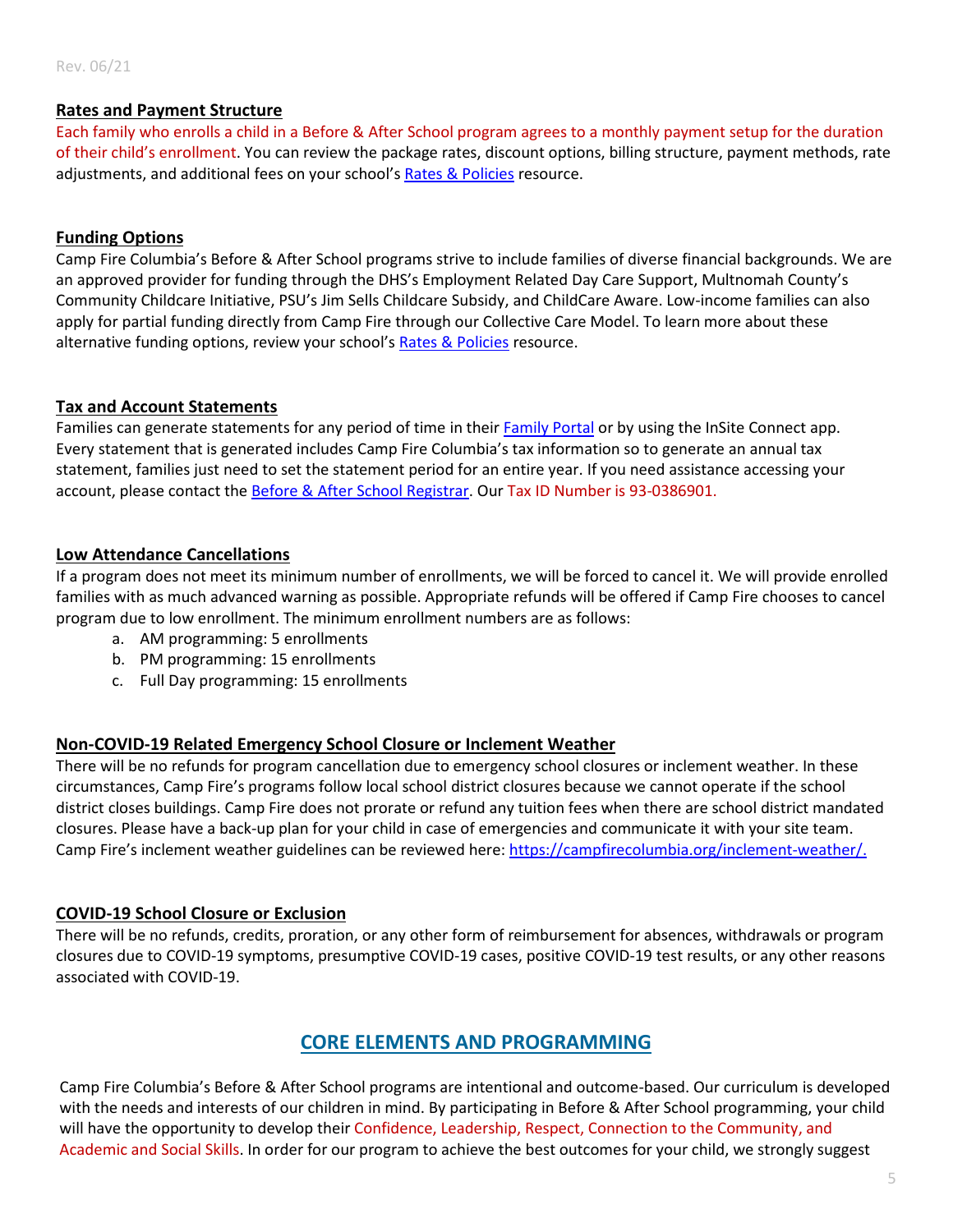### Rates and Payment Structure

Each family who enrolls a child in a Before & After School program agrees to a monthly payment setup for the duration of their child's enrollment. You can review the package rates, discount options, billing structure, payment methods, rate adjustments, and additional fees on your school's Rates & Policies resource.

### Funding Options

Camp Fire Columbia's Before & After School programs strive to include families of diverse financial backgrounds. We are an approved provider for funding through the DHS's Employment Related Day Care Support, Multnomah County's Community Childcare Initiative, PSU's Jim Sells Childcare Subsidy, and ChildCare Aware. Low-income families can also apply for partial funding directly from Camp Fire through our Collective Care Model. To learn more about these alternative funding options, review your school's Rates & Policies resource.

### Tax and Account Statements

Families can generate statements for any period of time in their Family Portal or by using the InSite Connect app. Every statement that is generated includes Camp Fire Columbia's tax information so to generate an annual tax statement, families just need to set the statement period for an entire year. If you need assistance accessing your account, please contact the Before & After School Registrar. Our Tax ID Number is 93-0386901.

### Low Attendance Cancellations

If a program does not meet its minimum number of enrollments, we will be forced to cancel it. We will provide enrolled families with as much advanced warning as possible. Appropriate refunds will be offered if Camp Fire chooses to cancel program due to low enrollment. The minimum enrollment numbers are as follows:

a. AM programming: 5 enrollments
b. PM programming: 15 enrollments
c. Full Day programming: 15 enrollments

### Non-COVID-19 Related Emergency School Closure or Inclement Weather

There will be no refunds for program cancellation due to emergency school closures or inclement weather. In these circumstances, Camp Fire's programs follow local school district closures because we cannot operate if the school district closes buildings. Camp Fire does not prorate or refund any tuition fees when there are school district mandated closures. Please have a back-up plan for your child in case of emergencies and communicate it with your site team. Camp Fire's inclement weather guidelines can be reviewed here: https://campfirecolumbia.org/inclement-weather/.

### COVID-19 School Closure or Exclusion

There will be no refunds, credits, proration, or any other form of reimbursement for absences, withdrawals or program closures due to COVID-19 symptoms, presumptive COVID-19 cases, positive COVID-19 test results, or any other reasons associated with COVID-19.

## CORE ELEMENTS AND PROGRAMMING

Camp Fire Columbia's Before & After School programs are intentional and outcome-based. Our curriculum is developed with the needs and interests of our children in mind. By participating in Before & After School programming, your child will have the opportunity to develop their Confidence, Leadership, Respect, Connection to the Community, and Academic and Social Skills. In order for our program to achieve the best outcomes for your child, we strongly suggest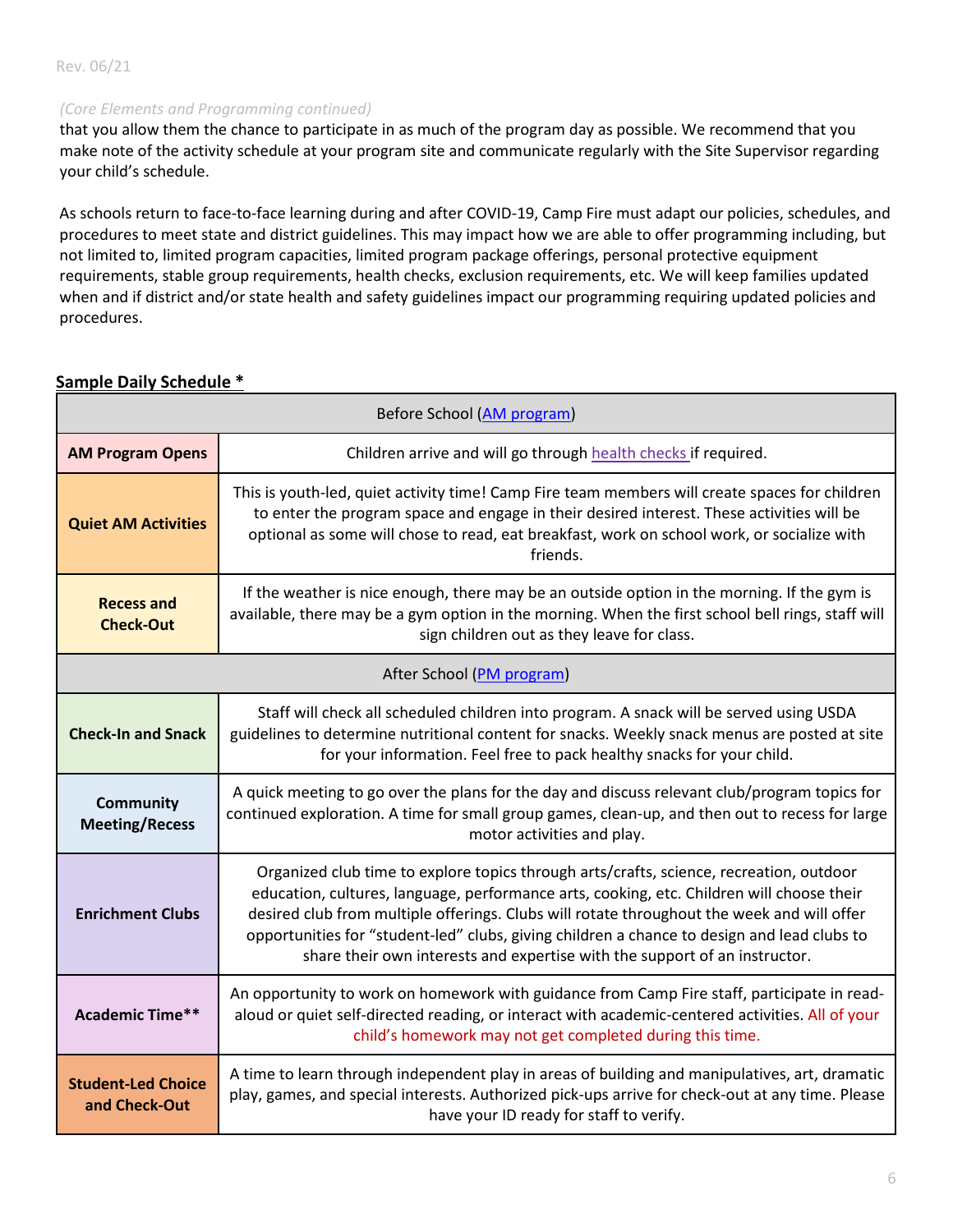*(Core Elements and Programming continued)*
that you allow them the chance to participate in as much of the program day as possible. We recommend that you make note of the activity schedule at your program site and communicate regularly with the Site Supervisor regarding your child's schedule.

As schools return to face-to-face learning during and after COVID-19, Camp Fire must adapt our policies, schedules, and procedures to meet state and district guidelines. This may impact how we are able to offer programming including, but not limited to, limited program capacities, limited program package offerings, personal protective equipment requirements, stable group requirements, health checks, exclusion requirements, etc. We will keep families updated when and if district and/or state health and safety guidelines impact our programming requiring updated policies and procedures.

## Sample Daily Schedule *

| Before School (AM program) | |
|---|---|
| **AM Program Opens** | Children arrive and will go through health checks if required. |
| **Quiet AM Activities** | This is youth-led, quiet activity time! Camp Fire team members will create spaces for children to enter the program space and engage in their desired interest. These activities will be optional as some will chose to read, eat breakfast, work on school work, or socialize with friends. |
| **Recess and Check-Out** | If the weather is nice enough, there may be an outside option in the morning. If the gym is available, there may be a gym option in the morning. When the first school bell rings, staff will sign children out as they leave for class. |
| After School (PM program) | |
| **Check-In and Snack** | Staff will check all scheduled children into program. A snack will be served using USDA guidelines to determine nutritional content for snacks. Weekly snack menus are posted at site for your information. Feel free to pack healthy snacks for your child. |
| **Community Meeting/Recess** | A quick meeting to go over the plans for the day and discuss relevant club/program topics for continued exploration. A time for small group games, clean-up, and then out to recess for large motor activities and play. |
| **Enrichment Clubs** | Organized club time to explore topics through arts/crafts, science, recreation, outdoor education, cultures, language, performance arts, cooking, etc. Children will choose their desired club from multiple offerings. Clubs will rotate throughout the week and will offer opportunities for "student-led" clubs, giving children a chance to design and lead clubs to share their own interests and expertise with the support of an instructor. |
| **Academic Time**** | An opportunity to work on homework with guidance from Camp Fire staff, participate in read-aloud or quiet self-directed reading, or interact with academic-centered activities. All of your child's homework may not get completed during this time. |
| **Student-Led Choice and Check-Out** | A time to learn through independent play in areas of building and manipulatives, art, dramatic play, games, and special interests. Authorized pick-ups arrive for check-out at any time. Please have your ID ready for staff to verify. |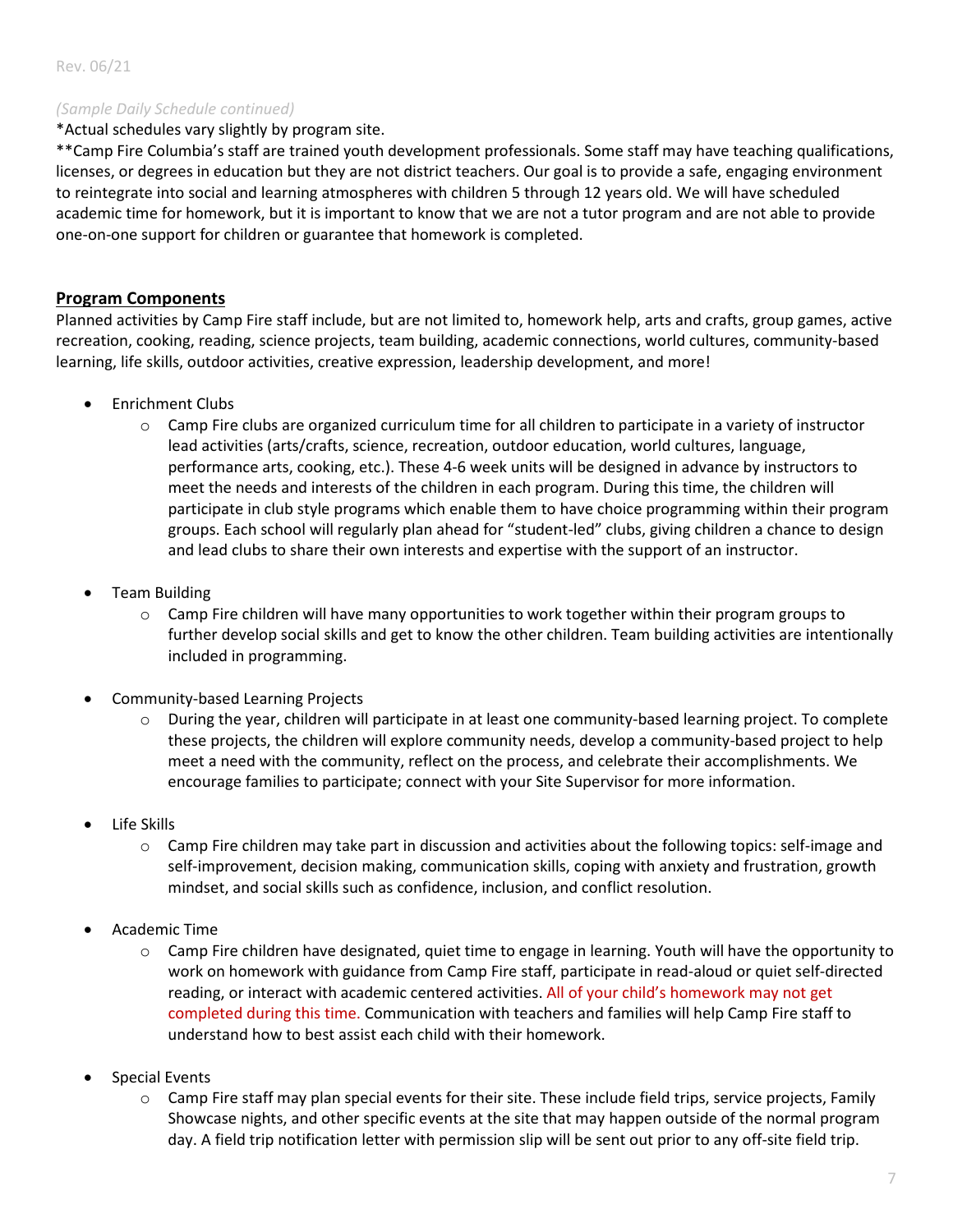*(Sample Daily Schedule continued)*

*Actual schedules vary slightly by program site.

**Camp Fire Columbia's staff are trained youth development professionals. Some staff may have teaching qualifications, licenses, or degrees in education but they are not district teachers. Our goal is to provide a safe, engaging environment to reintegrate into social and learning atmospheres with children 5 through 12 years old. We will have scheduled academic time for homework, but it is important to know that we are not a tutor program and are not able to provide one-on-one support for children or guarantee that homework is completed.

## Program Components

Planned activities by Camp Fire staff include, but are not limited to, homework help, arts and crafts, group games, active recreation, cooking, reading, science projects, team building, academic connections, world cultures, community-based learning, life skills, outdoor activities, creative expression, leadership development, and more!

- Enrichment Clubs
  - Camp Fire clubs are organized curriculum time for all children to participate in a variety of instructor lead activities (arts/crafts, science, recreation, outdoor education, world cultures, language, performance arts, cooking, etc.). These 4-6 week units will be designed in advance by instructors to meet the needs and interests of the children in each program. During this time, the children will participate in club style programs which enable them to have choice programming within their program groups. Each school will regularly plan ahead for "student-led" clubs, giving children a chance to design and lead clubs to share their own interests and expertise with the support of an instructor.

- Team Building
  - Camp Fire children will have many opportunities to work together within their program groups to further develop social skills and get to know the other children. Team building activities are intentionally included in programming.

- Community-based Learning Projects
  - During the year, children will participate in at least one community-based learning project. To complete these projects, the children will explore community needs, develop a community-based project to help meet a need with the community, reflect on the process, and celebrate their accomplishments. We encourage families to participate; connect with your Site Supervisor for more information.

- Life Skills
  - Camp Fire children may take part in discussion and activities about the following topics: self-image and self-improvement, decision making, communication skills, coping with anxiety and frustration, growth mindset, and social skills such as confidence, inclusion, and conflict resolution.

- Academic Time
  - Camp Fire children have designated, quiet time to engage in learning. Youth will have the opportunity to work on homework with guidance from Camp Fire staff, participate in read-aloud or quiet self-directed reading, or interact with academic centered activities. All of your child's homework may not get completed during this time. Communication with teachers and families will help Camp Fire staff to understand how to best assist each child with their homework.

- Special Events
  - Camp Fire staff may plan special events for their site. These include field trips, service projects, Family Showcase nights, and other specific events at the site that may happen outside of the normal program day. A field trip notification letter with permission slip will be sent out prior to any off-site field trip.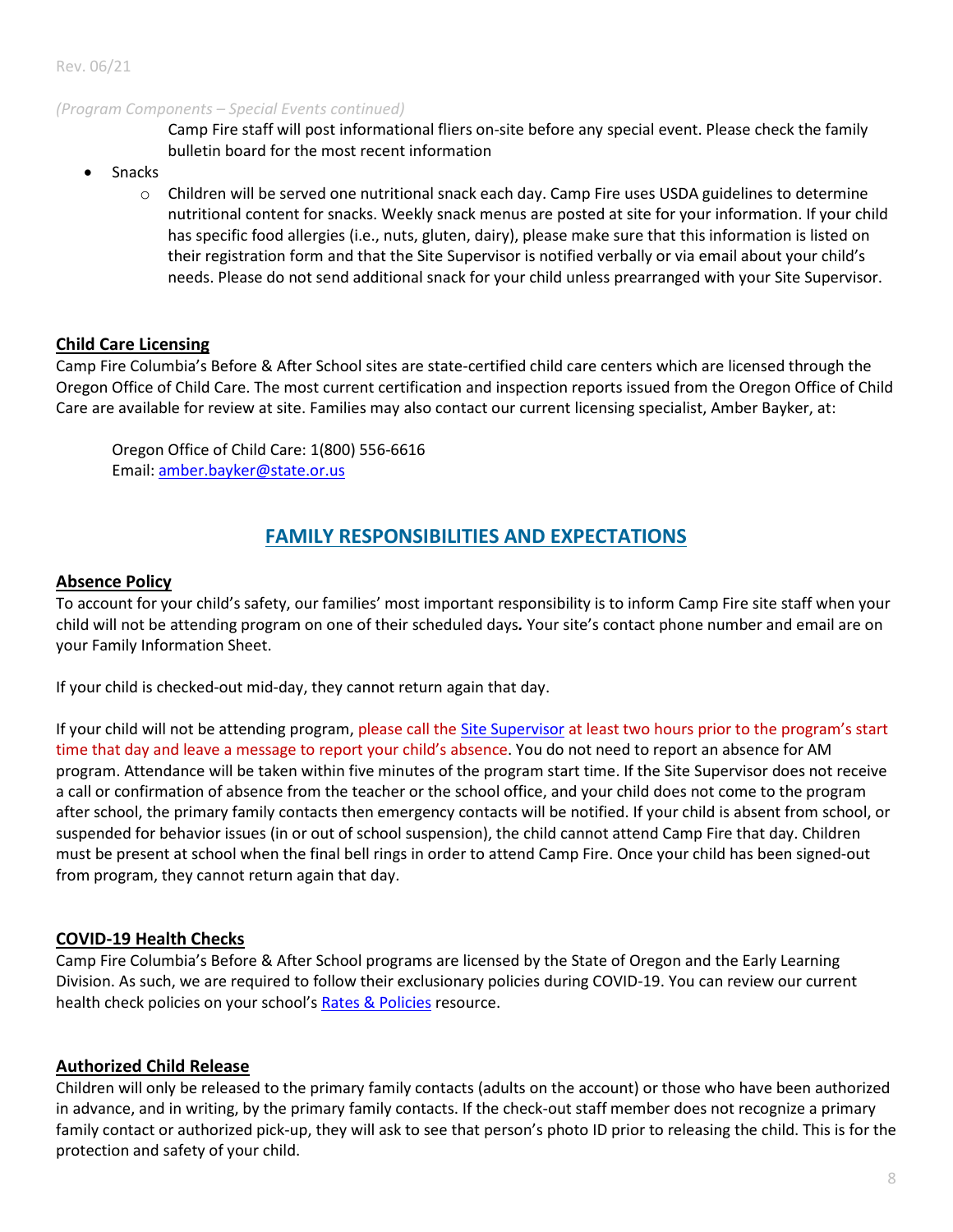*(Program Components – Special Events continued)*

Camp Fire staff will post informational fliers on-site before any special event. Please check the family bulletin board for the most recent information

- Snacks
  - Children will be served one nutritional snack each day. Camp Fire uses USDA guidelines to determine nutritional content for snacks. Weekly snack menus are posted at site for your information. If your child has specific food allergies (i.e., nuts, gluten, dairy), please make sure that this information is listed on their registration form and that the Site Supervisor is notified verbally or via email about your child's needs. Please do not send additional snack for your child unless prearranged with your Site Supervisor.

## Child Care Licensing

Camp Fire Columbia's Before & After School sites are state-certified child care centers which are licensed through the Oregon Office of Child Care. The most current certification and inspection reports issued from the Oregon Office of Child Care are available for review at site. Families may also contact our current licensing specialist, Amber Bayker, at:

Oregon Office of Child Care: 1(800) 556-6616
Email: amber.bayker@state.or.us

# FAMILY RESPONSIBILITIES AND EXPECTATIONS

## Absence Policy

To account for your child's safety, our families' most important responsibility is to inform Camp Fire site staff when your child will not be attending program on one of their scheduled days*.* Your site's contact phone number and email are on your Family Information Sheet.

If your child is checked-out mid-day, they cannot return again that day.

If your child will not be attending program, please call the Site Supervisor at least two hours prior to the program's start time that day and leave a message to report your child's absence. You do not need to report an absence for AM program. Attendance will be taken within five minutes of the program start time. If the Site Supervisor does not receive a call or confirmation of absence from the teacher or the school office, and your child does not come to the program after school, the primary family contacts then emergency contacts will be notified. If your child is absent from school, or suspended for behavior issues (in or out of school suspension), the child cannot attend Camp Fire that day. Children must be present at school when the final bell rings in order to attend Camp Fire. Once your child has been signed-out from program, they cannot return again that day.

## COVID-19 Health Checks

Camp Fire Columbia's Before & After School programs are licensed by the State of Oregon and the Early Learning Division. As such, we are required to follow their exclusionary policies during COVID-19. You can review our current health check policies on your school's Rates & Policies resource.

## Authorized Child Release

Children will only be released to the primary family contacts (adults on the account) or those who have been authorized in advance, and in writing, by the primary family contacts. If the check-out staff member does not recognize a primary family contact or authorized pick-up, they will ask to see that person's photo ID prior to releasing the child. This is for the protection and safety of your child.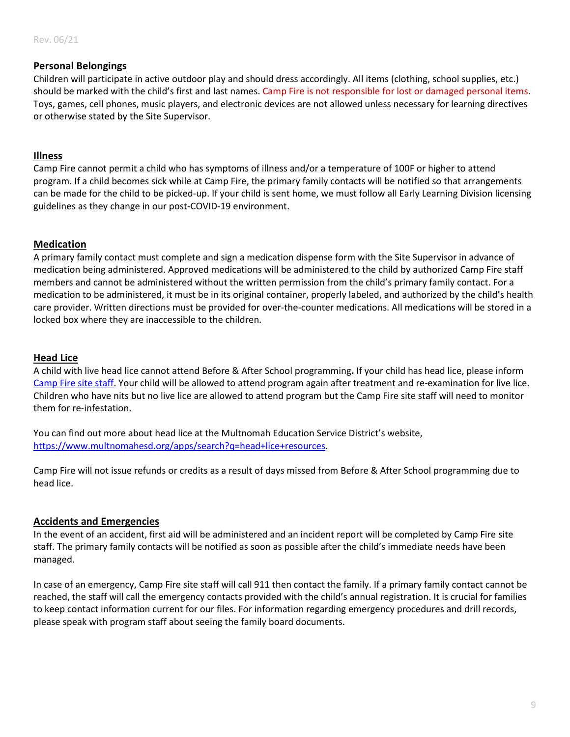## Personal Belongings

Children will participate in active outdoor play and should dress accordingly. All items (clothing, school supplies, etc.) should be marked with the child's first and last names. Camp Fire is not responsible for lost or damaged personal items. Toys, games, cell phones, music players, and electronic devices are not allowed unless necessary for learning directives or otherwise stated by the Site Supervisor.

## Illness

Camp Fire cannot permit a child who has symptoms of illness and/or a temperature of 100F or higher to attend program. If a child becomes sick while at Camp Fire, the primary family contacts will be notified so that arrangements can be made for the child to be picked-up. If your child is sent home, we must follow all Early Learning Division licensing guidelines as they change in our post-COVID-19 environment.

## Medication

A primary family contact must complete and sign a medication dispense form with the Site Supervisor in advance of medication being administered. Approved medications will be administered to the child by authorized Camp Fire staff members and cannot be administered without the written permission from the child's primary family contact. For a medication to be administered, it must be in its original container, properly labeled, and authorized by the child's health care provider. Written directions must be provided for over-the-counter medications. All medications will be stored in a locked box where they are inaccessible to the children.

## Head Lice

A child with live head lice cannot attend Before & After School programming**.** If your child has head lice, please inform Camp Fire site staff. Your child will be allowed to attend program again after treatment and re-examination for live lice. Children who have nits but no live lice are allowed to attend program but the Camp Fire site staff will need to monitor them for re-infestation.

You can find out more about head lice at the Multnomah Education Service District's website, https://www.multnomahesd.org/apps/search?q=head+lice+resources.

Camp Fire will not issue refunds or credits as a result of days missed from Before & After School programming due to head lice.

## Accidents and Emergencies

In the event of an accident, first aid will be administered and an incident report will be completed by Camp Fire site staff. The primary family contacts will be notified as soon as possible after the child's immediate needs have been managed.

In case of an emergency, Camp Fire site staff will call 911 then contact the family. If a primary family contact cannot be reached, the staff will call the emergency contacts provided with the child's annual registration. It is crucial for families to keep contact information current for our files. For information regarding emergency procedures and drill records, please speak with program staff about seeing the family board documents.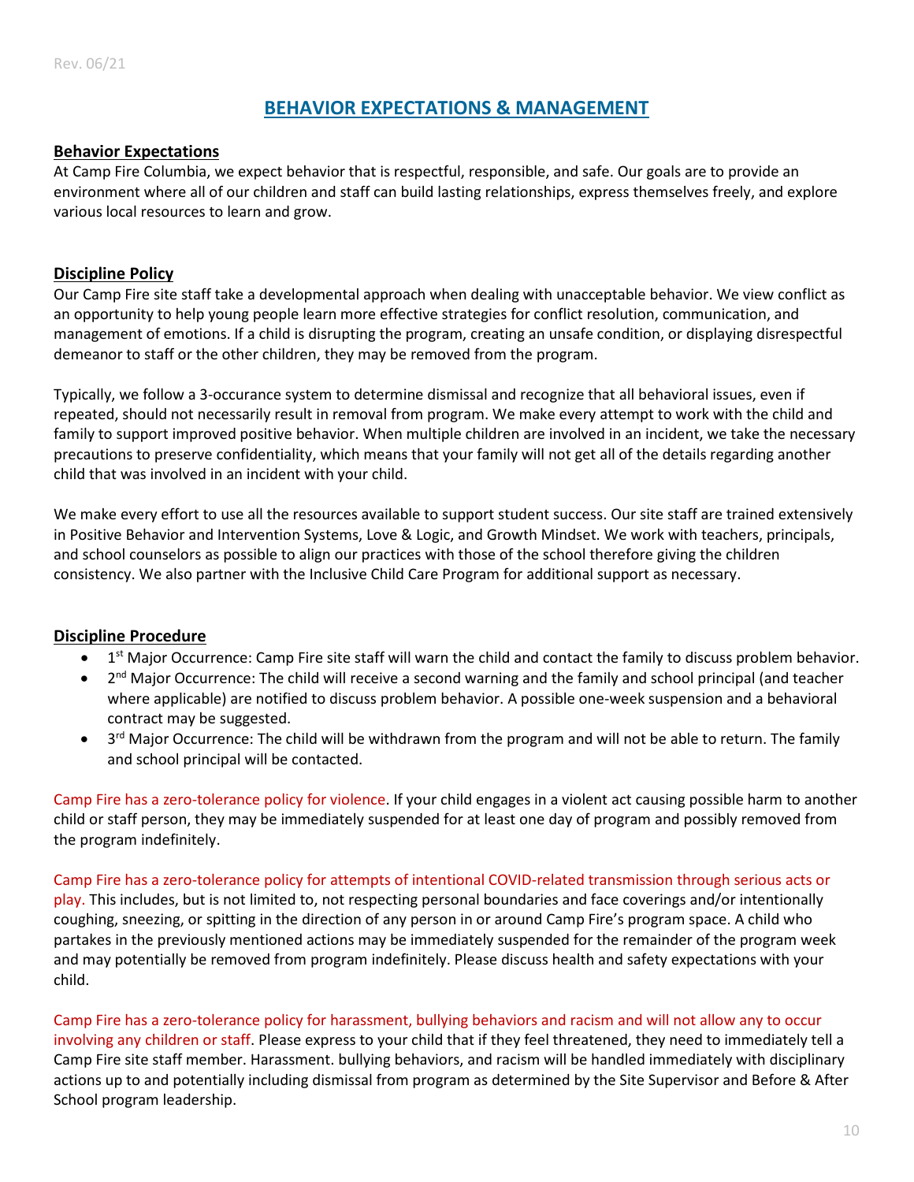# BEHAVIOR EXPECTATIONS & MANAGEMENT

## Behavior Expectations

At Camp Fire Columbia, we expect behavior that is respectful, responsible, and safe. Our goals are to provide an environment where all of our children and staff can build lasting relationships, express themselves freely, and explore various local resources to learn and grow.

## Discipline Policy

Our Camp Fire site staff take a developmental approach when dealing with unacceptable behavior. We view conflict as an opportunity to help young people learn more effective strategies for conflict resolution, communication, and management of emotions. If a child is disrupting the program, creating an unsafe condition, or displaying disrespectful demeanor to staff or the other children, they may be removed from the program.

Typically, we follow a 3-occurance system to determine dismissal and recognize that all behavioral issues, even if repeated, should not necessarily result in removal from program. We make every attempt to work with the child and family to support improved positive behavior. When multiple children are involved in an incident, we take the necessary precautions to preserve confidentiality, which means that your family will not get all of the details regarding another child that was involved in an incident with your child.

We make every effort to use all the resources available to support student success. Our site staff are trained extensively in Positive Behavior and Intervention Systems, Love & Logic, and Growth Mindset. We work with teachers, principals, and school counselors as possible to align our practices with those of the school therefore giving the children consistency. We also partner with the Inclusive Child Care Program for additional support as necessary.

## Discipline Procedure

- 1st Major Occurrence: Camp Fire site staff will warn the child and contact the family to discuss problem behavior.
- 2nd Major Occurrence: The child will receive a second warning and the family and school principal (and teacher where applicable) are notified to discuss problem behavior. A possible one-week suspension and a behavioral contract may be suggested.
- 3rd Major Occurrence: The child will be withdrawn from the program and will not be able to return. The family and school principal will be contacted.

Camp Fire has a zero-tolerance policy for violence. If your child engages in a violent act causing possible harm to another child or staff person, they may be immediately suspended for at least one day of program and possibly removed from the program indefinitely.

Camp Fire has a zero-tolerance policy for attempts of intentional COVID-related transmission through serious acts or play. This includes, but is not limited to, not respecting personal boundaries and face coverings and/or intentionally coughing, sneezing, or spitting in the direction of any person in or around Camp Fire's program space. A child who partakes in the previously mentioned actions may be immediately suspended for the remainder of the program week and may potentially be removed from program indefinitely. Please discuss health and safety expectations with your child.

Camp Fire has a zero-tolerance policy for harassment, bullying behaviors and racism and will not allow any to occur involving any children or staff. Please express to your child that if they feel threatened, they need to immediately tell a Camp Fire site staff member. Harassment. bullying behaviors, and racism will be handled immediately with disciplinary actions up to and potentially including dismissal from program as determined by the Site Supervisor and Before & After School program leadership.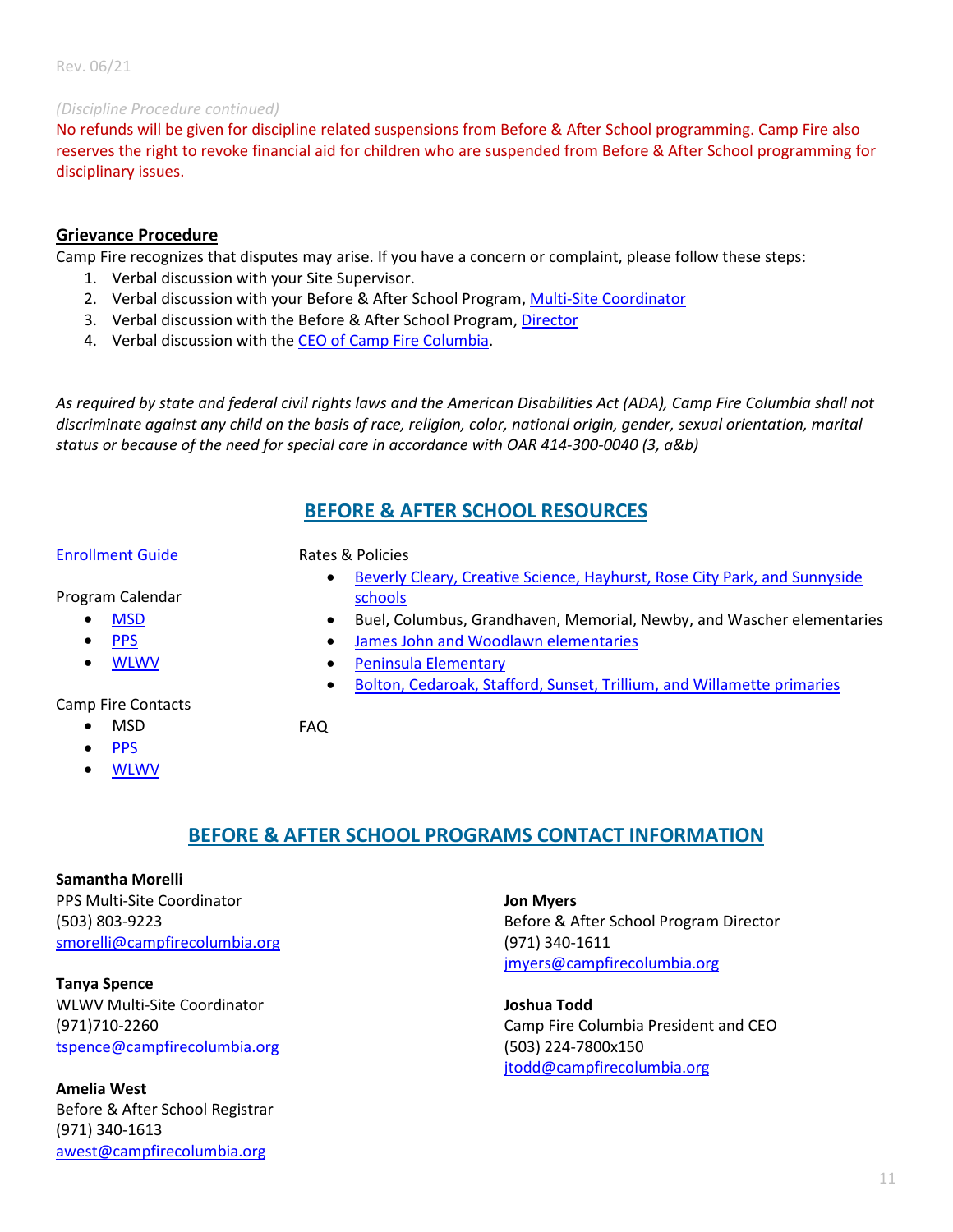*(Discipline Procedure continued)*

No refunds will be given for discipline related suspensions from Before & After School programming. Camp Fire also reserves the right to revoke financial aid for children who are suspended from Before & After School programming for disciplinary issues.

## Grievance Procedure

Camp Fire recognizes that disputes may arise. If you have a concern or complaint, please follow these steps:

1. Verbal discussion with your Site Supervisor.
2. Verbal discussion with your Before & After School Program, Multi-Site Coordinator
3. Verbal discussion with the Before & After School Program, Director
4. Verbal discussion with the CEO of Camp Fire Columbia.

*As required by state and federal civil rights laws and the American Disabilities Act (ADA), Camp Fire Columbia shall not discriminate against any child on the basis of race, religion, color, national origin, gender, sexual orientation, marital status or because of the need for special care in accordance with OAR 414-300-0040 (3, a&b)*

## BEFORE & AFTER SCHOOL RESOURCES

Enrollment Guide

Program Calendar

- MSD
- PPS
- WLWV

Camp Fire Contacts

- MSD
- PPS
- WLWV

Rates & Policies

- Beverly Cleary, Creative Science, Hayhurst, Rose City Park, and Sunnyside schools
- Buel, Columbus, Grandhaven, Memorial, Newby, and Wascher elementaries
- James John and Woodlawn elementaries
- Peninsula Elementary
- Bolton, Cedaroak, Stafford, Sunset, Trillium, and Willamette primaries

FAQ

## BEFORE & AFTER SCHOOL PROGRAMS CONTACT INFORMATION

**Samantha Morelli**
PPS Multi-Site Coordinator
(503) 803-9223
smorelli@campfirecolumbia.org

**Tanya Spence**
WLWV Multi-Site Coordinator
(971)710-2260
tspence@campfirecolumbia.org

**Amelia West**
Before & After School Registrar
(971) 340-1613
awest@campfirecolumbia.org

**Jon Myers**
Before & After School Program Director
(971) 340-1611
jmyers@campfirecolumbia.org

**Joshua Todd**
Camp Fire Columbia President and CEO
(503) 224-7800x150
jtodd@campfirecolumbia.org